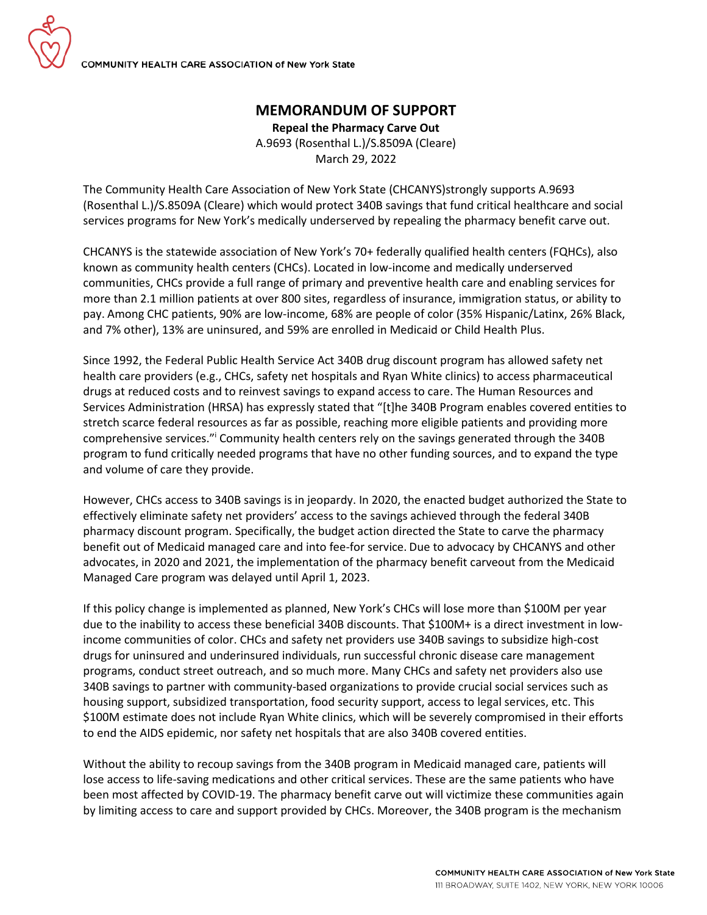COMMUNITY HEALTH CARE ASSOCIATION of New York State

# MEMORANDUM OF SUPPORT

**Repeal the Pharmacy Carve Out**

A.9693 (Rosenthal L.)/S.8509A (Cleare)

March 29, 2022

The Community Health Care Association of New York State (CHCANYS)strongly supports A.9693 (Rosenthal L.)/S.8509A (Cleare) which would protect 340B savings that fund critical healthcare and social services programs for New York's medically underserved by repealing the pharmacy benefit carve out.

CHCANYS is the statewide association of New York's 70+ federally qualified health centers (FQHCs), also known as community health centers (CHCs). Located in low-income and medically underserved communities, CHCs provide a full range of primary and preventive health care and enabling services for more than 2.1 million patients at over 800 sites, regardless of insurance, immigration status, or ability to pay. Among CHC patients, 90% are low-income, 68% are people of color (35% Hispanic/Latinx, 26% Black, and 7% other), 13% are uninsured, and 59% are enrolled in Medicaid or Child Health Plus.

Since 1992, the Federal Public Health Service Act 340B drug discount program has allowed safety net health care providers (e.g., CHCs, safety net hospitals and Ryan White clinics) to access pharmaceutical drugs at reduced costs and to reinvest savings to expand access to care. The Human Resources and Services Administration (HRSA) has expressly stated that "[t]he 340B Program enables covered entities to stretch scarce federal resources as far as possible, reaching more eligible patients and providing more comprehensive services."[i] Community health centers rely on the savings generated through the 340B program to fund critically needed programs that have no other funding sources, and to expand the type and volume of care they provide.

However, CHCs access to 340B savings is in jeopardy. In 2020, the enacted budget authorized the State to effectively eliminate safety net providers' access to the savings achieved through the federal 340B pharmacy discount program. Specifically, the budget action directed the State to carve the pharmacy benefit out of Medicaid managed care and into fee-for service. Due to advocacy by CHCANYS and other advocates, in 2020 and 2021, the implementation of the pharmacy benefit carveout from the Medicaid Managed Care program was delayed until April 1, 2023.

If this policy change is implemented as planned, New York's CHCs will lose more than $100M per year due to the inability to access these beneficial 340B discounts. That $100M+ is a direct investment in low-income communities of color. CHCs and safety net providers use 340B savings to subsidize high-cost drugs for uninsured and underinsured individuals, run successful chronic disease care management programs, conduct street outreach, and so much more. Many CHCs and safety net providers also use 340B savings to partner with community-based organizations to provide crucial social services such as housing support, subsidized transportation, food security support, access to legal services, etc. This $100M estimate does not include Ryan White clinics, which will be severely compromised in their efforts to end the AIDS epidemic, nor safety net hospitals that are also 340B covered entities.

Without the ability to recoup savings from the 340B program in Medicaid managed care, patients will lose access to life-saving medications and other critical services. These are the same patients who have been most affected by COVID-19. The pharmacy benefit carve out will victimize these communities again by limiting access to care and support provided by CHCs. Moreover, the 340B program is the mechanism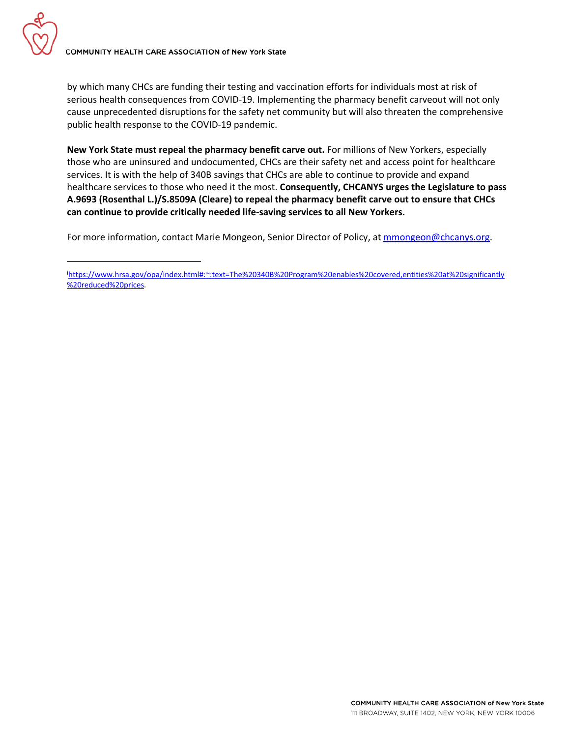by which many CHCs are funding their testing and vaccination efforts for individuals most at risk of serious health consequences from COVID-19. Implementing the pharmacy benefit carveout will not only cause unprecedented disruptions for the safety net community but will also threaten the comprehensive public health response to the COVID-19 pandemic.

**New York State must repeal the pharmacy benefit carve out.** For millions of New Yorkers, especially those who are uninsured and undocumented, CHCs are their safety net and access point for healthcare services. It is with the help of 340B savings that CHCs are able to continue to provide and expand healthcare services to those who need it the most. **Consequently, CHCANYS urges the Legislature to pass A.9693 (Rosenthal L.)/S.8509A (Cleare) to repeal the pharmacy benefit carve out to ensure that CHCs can continue to provide critically needed life-saving services to all New Yorkers.**

For more information, contact Marie Mongeon, Senior Director of Policy, at mmongeon@chcanys.org.

---

[i] https://www.hrsa.gov/opa/index.html#:~:text=The%20340B%20Program%20enables%20covered,entities%20at%20significantly%20reduced%20prices.